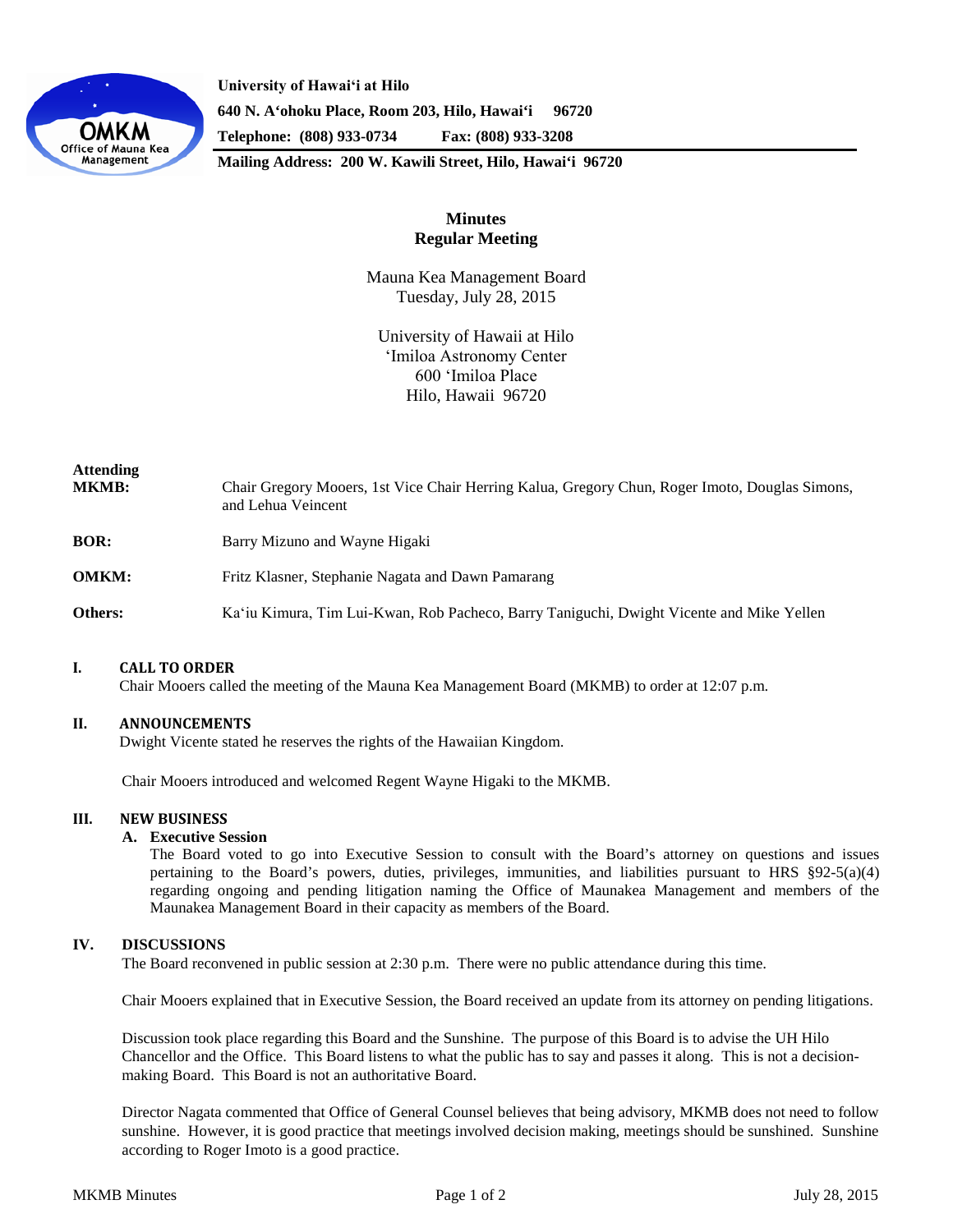**University of Hawaiʻi at Hilo**
**640 N. Aʻohoku Place, Room 203, Hilo, Hawaiʻi 96720**
**Telephone: (808) 933-0734 Fax: (808) 933-3208**
**Mailing Address: 200 W. Kawili Street, Hilo, Hawaiʻi 96720**

# Minutes
## Regular Meeting

Mauna Kea Management Board
Tuesday, July 28, 2015

University of Hawaii at Hilo
ʻImiloa Astronomy Center
600 ʻImiloa Place
Hilo, Hawaii 96720

**Attending**
**MKMB:** Chair Gregory Mooers, 1st Vice Chair Herring Kalua, Gregory Chun, Roger Imoto, Douglas Simons, and Lehua Veincent

**BOR:** Barry Mizuno and Wayne Higaki

**OMKM:** Fritz Klasner, Stephanie Nagata and Dawn Pamarang

**Others:** Kaʻiu Kimura, Tim Lui-Kwan, Rob Pacheco, Barry Taniguchi, Dwight Vicente and Mike Yellen

### I. CALL TO ORDER

Chair Mooers called the meeting of the Mauna Kea Management Board (MKMB) to order at 12:07 p.m.

### II. ANNOUNCEMENTS

Dwight Vicente stated he reserves the rights of the Hawaiian Kingdom.

Chair Mooers introduced and welcomed Regent Wayne Higaki to the MKMB.

### III. NEW BUSINESS

**A. Executive Session**

The Board voted to go into Executive Session to consult with the Board's attorney on questions and issues pertaining to the Board's powers, duties, privileges, immunities, and liabilities pursuant to HRS §92-5(a)(4) regarding ongoing and pending litigation naming the Office of Maunakea Management and members of the Maunakea Management Board in their capacity as members of the Board.

### IV. DISCUSSIONS

The Board reconvened in public session at 2:30 p.m. There were no public attendance during this time.

Chair Mooers explained that in Executive Session, the Board received an update from its attorney on pending litigations.

Discussion took place regarding this Board and the Sunshine. The purpose of this Board is to advise the UH Hilo Chancellor and the Office. This Board listens to what the public has to say and passes it along. This is not a decision-making Board. This Board is not an authoritative Board.

Director Nagata commented that Office of General Counsel believes that being advisory, MKMB does not need to follow sunshine. However, it is good practice that meetings involved decision making, meetings should be sunshined. Sunshine according to Roger Imoto is a good practice.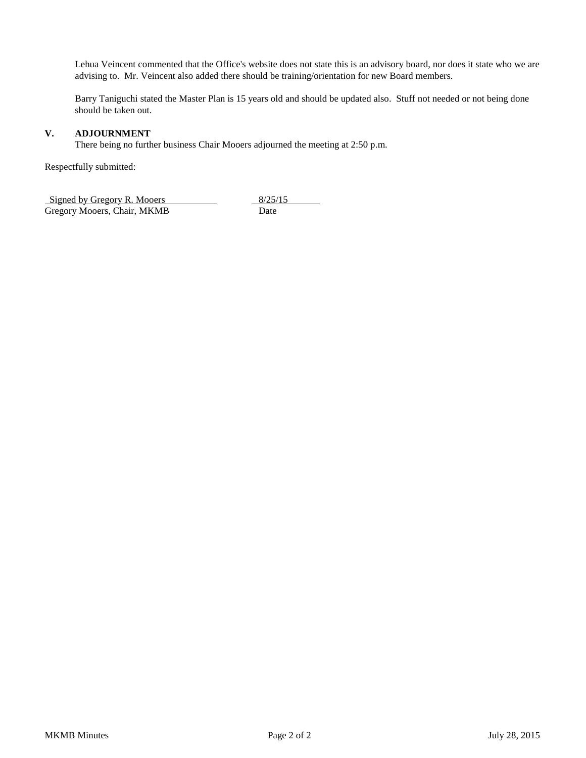Lehua Veincent commented that the Office's website does not state this is an advisory board, nor does it state who we are advising to. Mr. Veincent also added there should be training/orientation for new Board members.

Barry Taniguchi stated the Master Plan is 15 years old and should be updated also. Stuff not needed or not being done should be taken out.

## V. ADJOURNMENT

There being no further business Chair Mooers adjourned the meeting at 2:50 p.m.

Respectfully submitted:

| | |
|---|---|
| Signed by Gregory R. Mooers | 8/25/15 |
| Gregory Mooers, Chair, MKMB | Date |